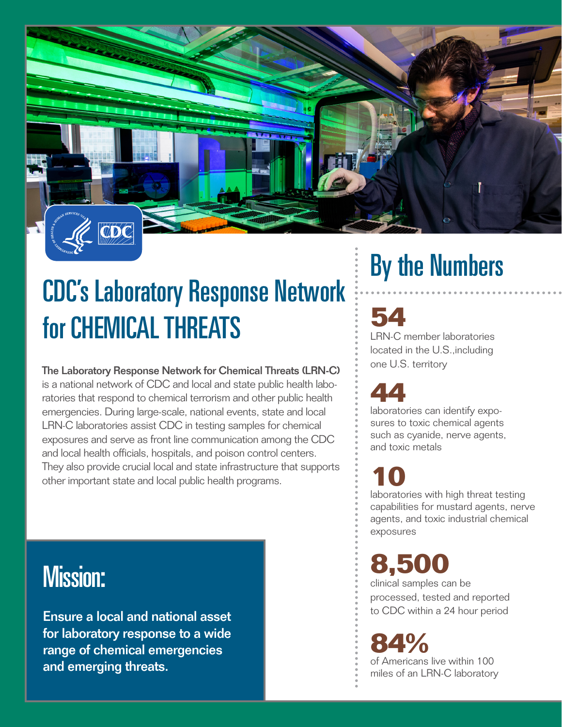# CDC's Laboratory Response Network for CHEMICAL THREATS

**The Laboratory Response Network for Chemical Threats (LRN-C)** is a national network of CDC and local and state public health laboratories that respond to chemical terrorism and other public health emergencies. During large-scale, national events, state and local LRN-C laboratories assist CDC in testing samples for chemical exposures and serve as front line communication among the CDC and local health officials, hospitals, and poison control centers. They also provide crucial local and state infrastructure that supports other important state and local public health programs.

## Mission:

**Ensure a local and national asset for laboratory response to a wide range of chemical emergencies and emerging threats.**

## By the Numbers

**54**
LRN-C member laboratories located in the U.S.,including one U.S. territory

**44**
laboratories can identify exposures to toxic chemical agents such as cyanide, nerve agents, and toxic metals

**10**
laboratories with high threat testing capabilities for mustard agents, nerve agents, and toxic industrial chemical exposures

**8,500**
clinical samples can be processed, tested and reported to CDC within a 24 hour period

**84%**
of Americans live within 100 miles of an LRN-C laboratory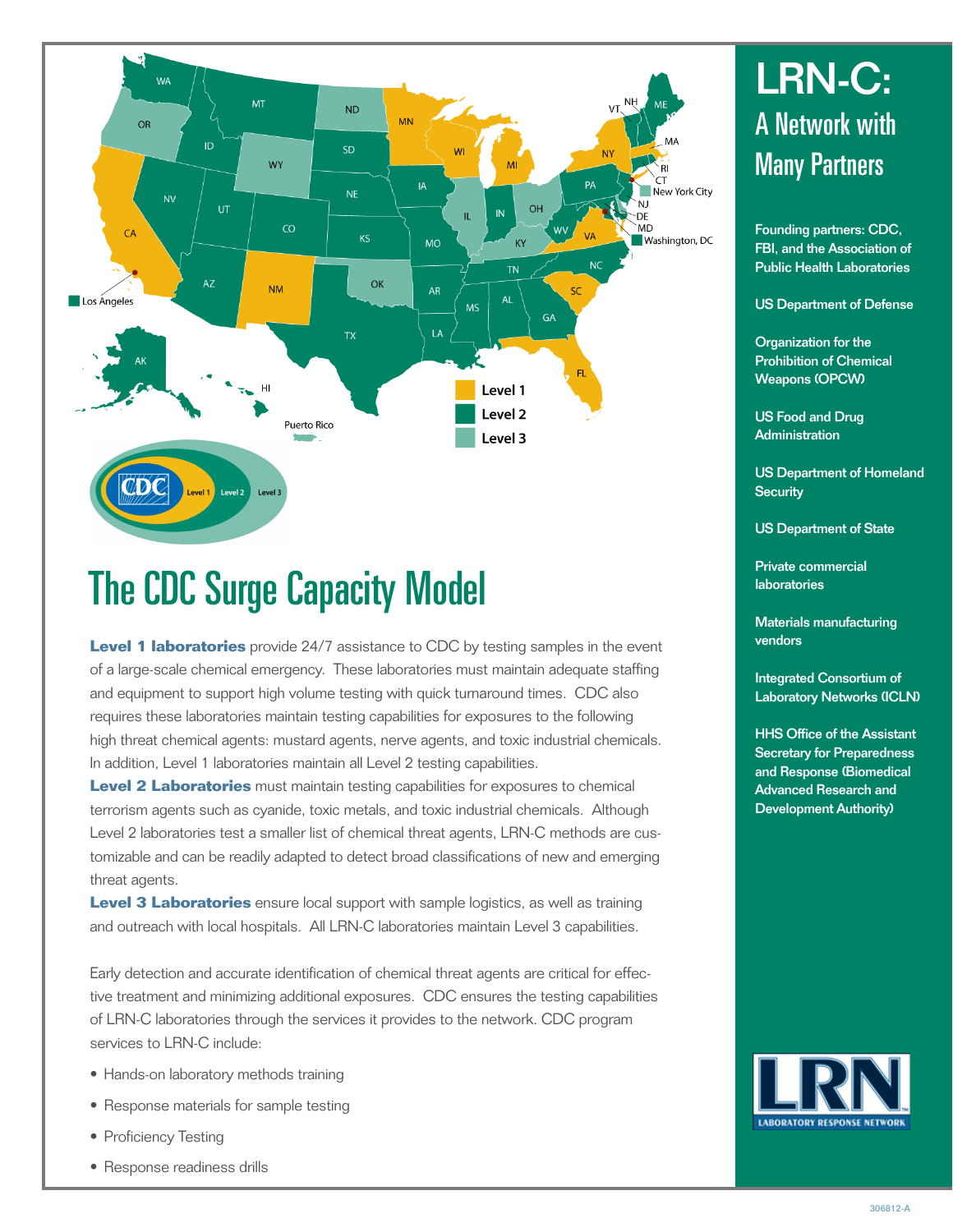Level 1

Level 2

Level 3

Los Angeles

New York City

Washington, DC

Puerto Rico

# The CDC Surge Capacity Model

**Level 1 laboratories** provide 24/7 assistance to CDC by testing samples in the event of a large-scale chemical emergency. These laboratories must maintain adequate staffing and equipment to support high volume testing with quick turnaround times. CDC also requires these laboratories maintain testing capabilities for exposures to the following high threat chemical agents: mustard agents, nerve agents, and toxic industrial chemicals. In addition, Level 1 laboratories maintain all Level 2 testing capabilities.

**Level 2 Laboratories** must maintain testing capabilities for exposures to chemical terrorism agents such as cyanide, toxic metals, and toxic industrial chemicals. Although Level 2 laboratories test a smaller list of chemical threat agents, LRN-C methods are customizable and can be readily adapted to detect broad classifications of new and emerging threat agents.

**Level 3 Laboratories** ensure local support with sample logistics, as well as training and outreach with local hospitals. All LRN-C laboratories maintain Level 3 capabilities.

Early detection and accurate identification of chemical threat agents are critical for effective treatment and minimizing additional exposures. CDC ensures the testing capabilities of LRN-C laboratories through the services it provides to the network. CDC program services to LRN-C include:

- Hands-on laboratory methods training
- Response materials for sample testing
- Proficiency Testing
- Response readiness drills

# LRN-C:

## A Network with Many Partners

Founding partners: CDC, FBI, and the Association of Public Health Laboratories

US Department of Defense

Organization for the Prohibition of Chemical Weapons (OPCW)

US Food and Drug Administration

US Department of Homeland Security

US Department of State

Private commercial laboratories

Materials manufacturing vendors

Integrated Consortium of Laboratory Networks (ICLN)

HHS Office of the Assistant Secretary for Preparedness and Response (Biomedical Advanced Research and Development Authority)

LRN LABORATORY RESPONSE NETWORK

306812-A